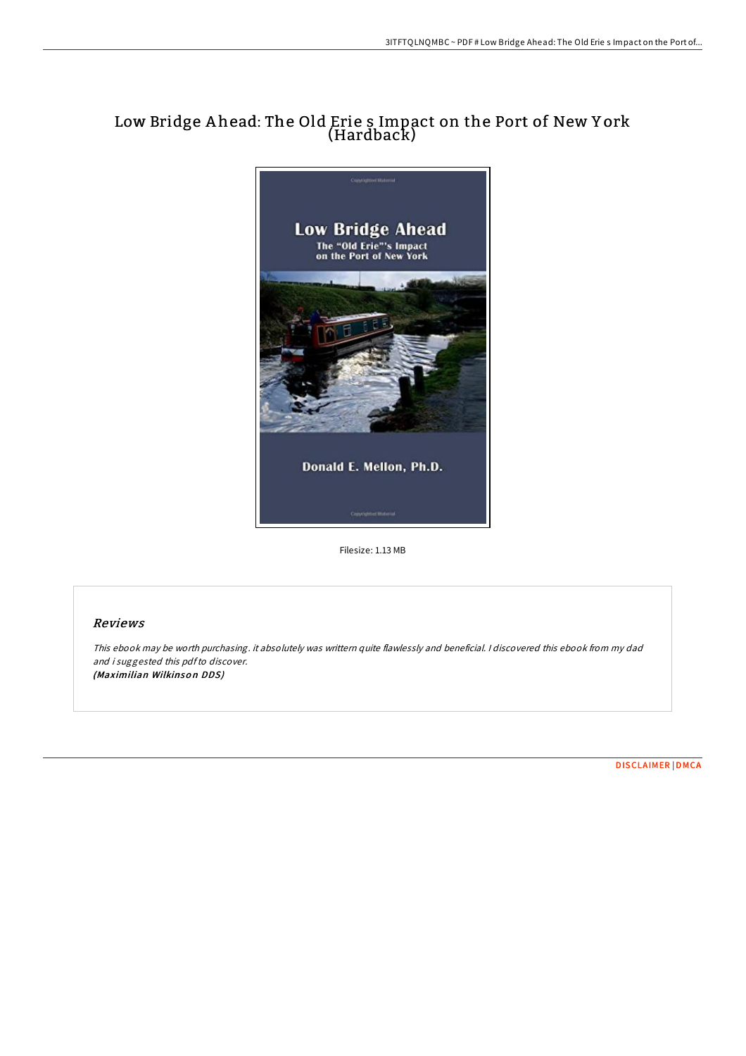# Low Bridge Ahead: The Old Erie s Impact on the Port of New York (Hardback)

Filesize: 1.13 MB

## Reviews

*This ebook may be worth purchasing. it absolutely was writtern quite flawlessly and beneficial. I discovered this ebook from my dad and i suggested this pdf to discover.*
***(Maximilian Wilkinson DDS)***

DISCLAIMER | DMCA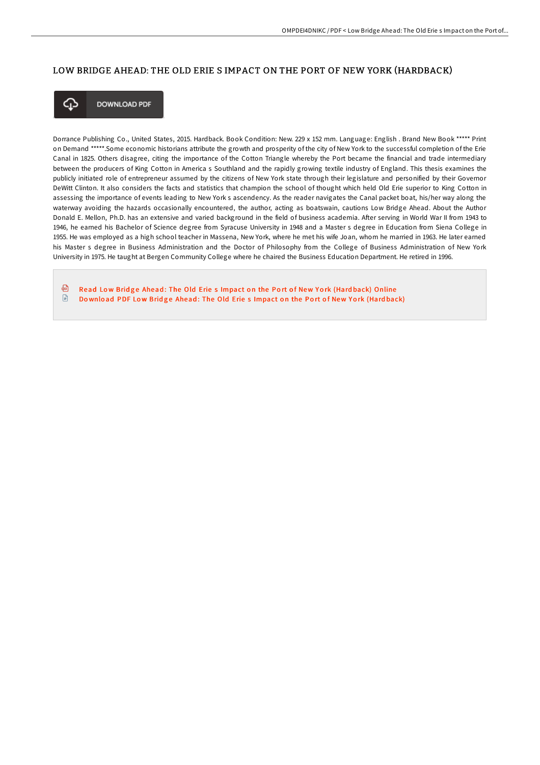# LOW BRIDGE AHEAD: THE OLD ERIE S IMPACT ON THE PORT OF NEW YORK (HARDBACK)

DOWNLOAD PDF

Dorrance Publishing Co., United States, 2015. Hardback. Book Condition: New. 229 x 152 mm. Language: English . Brand New Book ***** Print on Demand *****.Some economic historians attribute the growth and prosperity of the city of New York to the successful completion of the Erie Canal in 1825. Others disagree, citing the importance of the Cotton Triangle whereby the Port became the financial and trade intermediary between the producers of King Cotton in America s Southland and the rapidly growing textile industry of England. This thesis examines the publicly initiated role of entrepreneur assumed by the citizens of New York state through their legislature and personified by their Governor DeWitt Clinton. It also considers the facts and statistics that champion the school of thought which held Old Erie superior to King Cotton in assessing the importance of events leading to New York s ascendency. As the reader navigates the Canal packet boat, his/her way along the waterway avoiding the hazards occasionally encountered, the author, acting as boatswain, cautions Low Bridge Ahead. About the Author Donald E. Mellon, Ph.D. has an extensive and varied background in the field of business academia. After serving in World War II from 1943 to 1946, he earned his Bachelor of Science degree from Syracuse University in 1948 and a Master s degree in Education from Siena College in 1955. He was employed as a high school teacher in Massena, New York, where he met his wife Joan, whom he married in 1963. He later earned his Master s degree in Business Administration and the Doctor of Philosophy from the College of Business Administration of New York University in 1975. He taught at Bergen Community College where he chaired the Business Education Department. He retired in 1996.

Read Low Bridge Ahead: The Old Erie s Impact on the Port of New York (Hardback) Online

Download PDF Low Bridge Ahead: The Old Erie s Impact on the Port of New York (Hardback)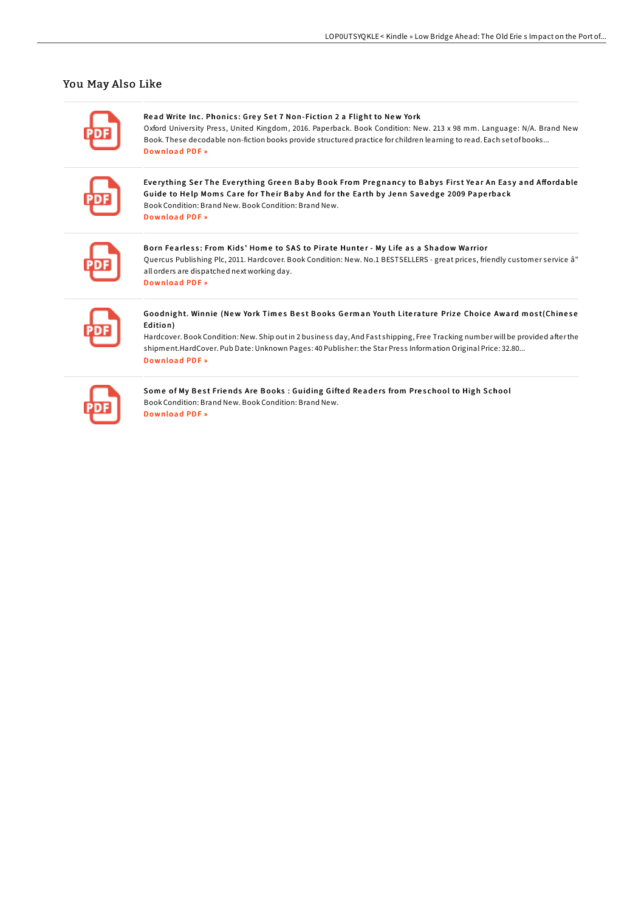## You May Also Like

**Read Write Inc. Phonics: Grey Set 7 Non-Fiction 2 a Flight to New York**

Oxford University Press, United Kingdom, 2016. Paperback. Book Condition: New. 213 x 98 mm. Language: N/A. Brand New Book. These decodable non-fiction books provide structured practice for children learning to read. Each set of books...

Download PDF »

**Everything Ser The Everything Green Baby Book From Pregnancy to Babys First Year An Easy and Affordable Guide to Help Moms Care for Their Baby And for the Earth by Jenn Savedge 2009 Paperback**

Book Condition: Brand New. Book Condition: Brand New.

Download PDF »

**Born Fearless: From Kids' Home to SAS to Pirate Hunter - My Life as a Shadow Warrior**

Quercus Publishing Plc, 2011. Hardcover. Book Condition: New. No.1 BESTSELLERS - great prices, friendly customer service â" all orders are dispatched next working day.

Download PDF »

**Goodnight. Winnie (New York Times Best Books German Youth Literature Prize Choice Award most(Chinese Edition)**

Hardcover. Book Condition: New. Ship out in 2 business day, And Fast shipping, Free Tracking number will be provided after the shipment.HardCover. Pub Date: Unknown Pages: 40 Publisher: the Star Press Information Original Price: 32.80...

Download PDF »

**Some of My Best Friends Are Books : Guiding Gifted Readers from Preschool to High School**

Book Condition: Brand New. Book Condition: Brand New.

Download PDF »